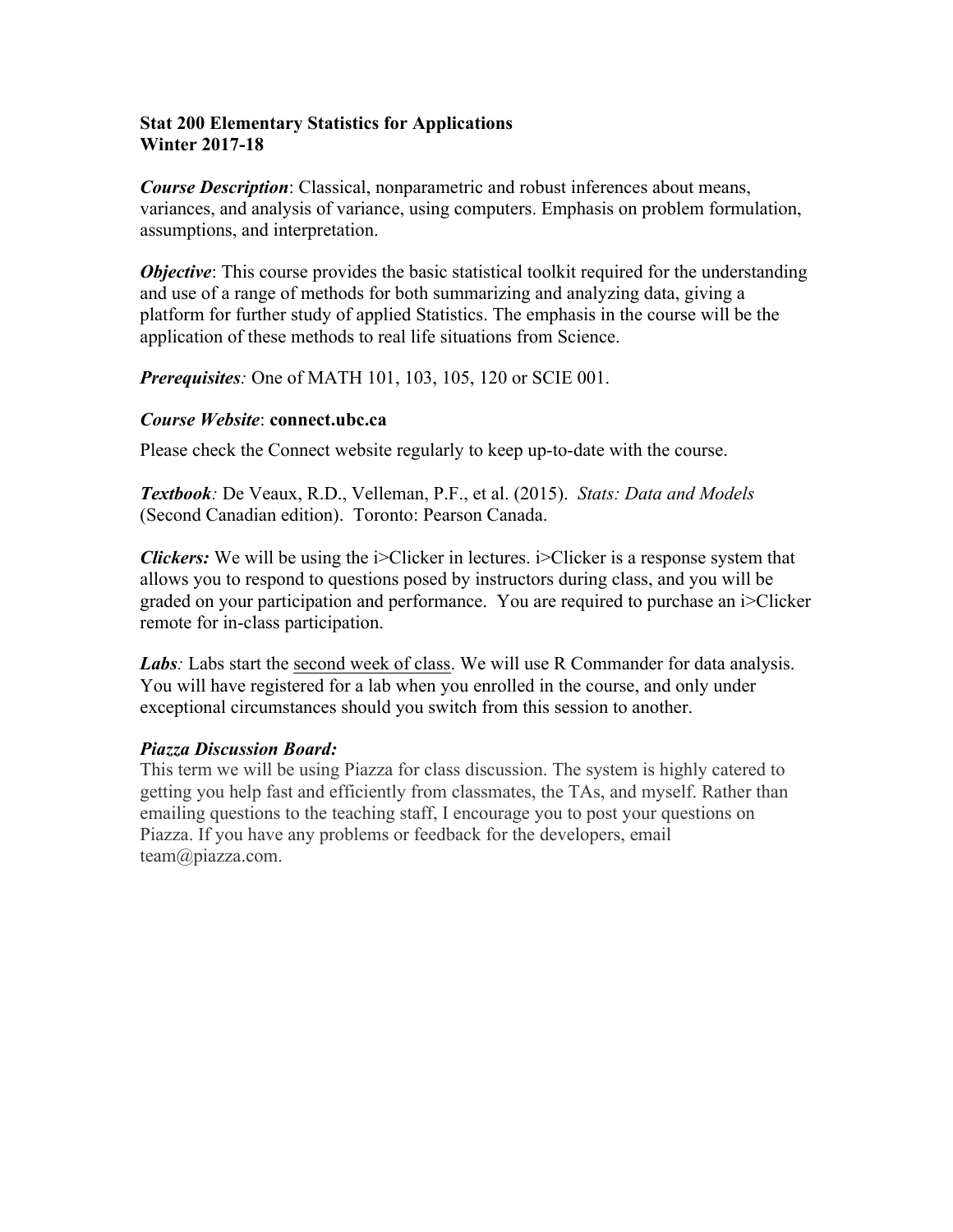**Stat 200 Elementary Statistics for Applications**
**Winter 2017-18**

***Course Description***: Classical, nonparametric and robust inferences about means, variances, and analysis of variance, using computers. Emphasis on problem formulation, assumptions, and interpretation.

***Objective***: This course provides the basic statistical toolkit required for the understanding and use of a range of methods for both summarizing and analyzing data, giving a platform for further study of applied Statistics. The emphasis in the course will be the application of these methods to real life situations from Science.

***Prerequisites**:* One of MATH 101, 103, 105, 120 or SCIE 001.

***Course Website***: **connect.ubc.ca**

Please check the Connect website regularly to keep up-to-date with the course.

***Textbook**:* De Veaux, R.D., Velleman, P.F., et al. (2015). *Stats: Data and Models* (Second Canadian edition). Toronto: Pearson Canada.

***Clickers:*** We will be using the i>Clicker in lectures. i>Clicker is a response system that allows you to respond to questions posed by instructors during class, and you will be graded on your participation and performance. You are required to purchase an i>Clicker remote for in-class participation.

***Labs**:* Labs start the <u>second week of class</u>. We will use R Commander for data analysis. You will have registered for a lab when you enrolled in the course, and only under exceptional circumstances should you switch from this session to another.

***Piazza Discussion Board:***
This term we will be using Piazza for class discussion. The system is highly catered to getting you help fast and efficiently from classmates, the TAs, and myself. Rather than emailing questions to the teaching staff, I encourage you to post your questions on Piazza. If you have any problems or feedback for the developers, email team@piazza.com.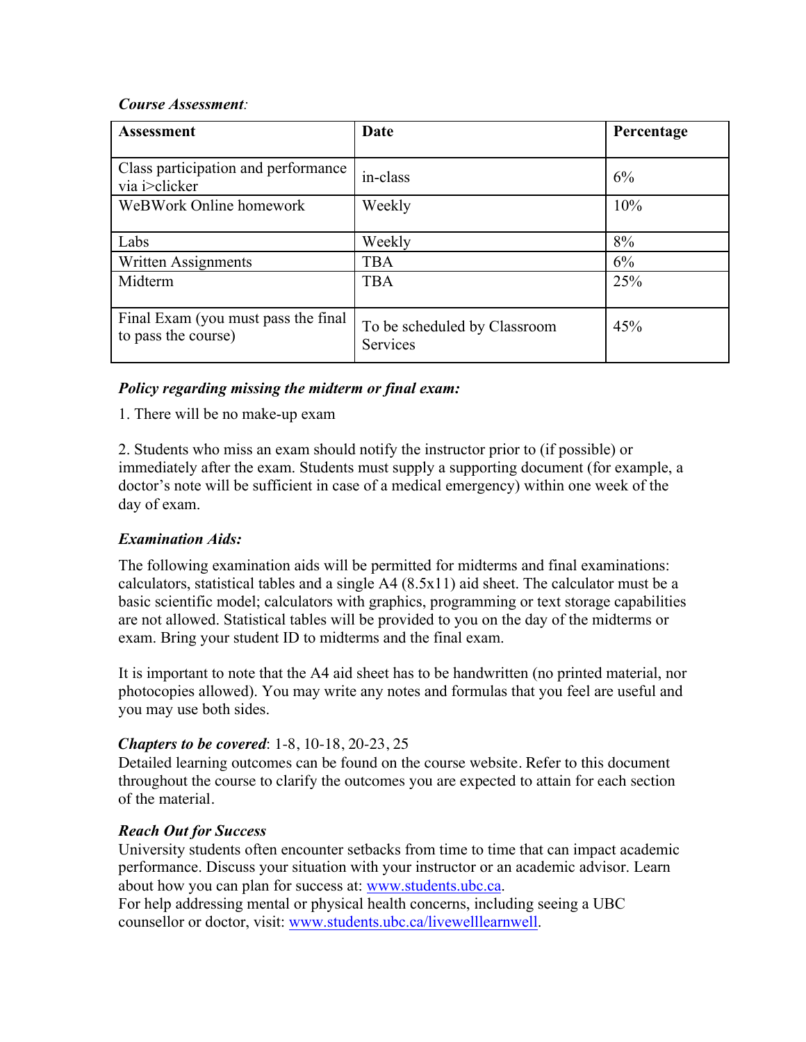***Course Assessment***:

| Assessment | Date | Percentage |
|---|---|---|
| Class participation and performance via i>clicker | in-class | 6% |
| WeBWork Online homework | Weekly | 10% |
| Labs | Weekly | 8% |
| Written Assignments | TBA | 6% |
| Midterm | TBA | 25% |
| Final Exam (you must pass the final to pass the course) | To be scheduled by Classroom Services | 45% |

***Policy regarding missing the midterm or final exam:***

1. There will be no make-up exam

2. Students who miss an exam should notify the instructor prior to (if possible) or immediately after the exam. Students must supply a supporting document (for example, a doctor's note will be sufficient in case of a medical emergency) within one week of the day of exam.

***Examination Aids:***

The following examination aids will be permitted for midterms and final examinations: calculators, statistical tables and a single A4 (8.5x11) aid sheet. The calculator must be a basic scientific model; calculators with graphics, programming or text storage capabilities are not allowed. Statistical tables will be provided to you on the day of the midterms or exam. Bring your student ID to midterms and the final exam.

It is important to note that the A4 aid sheet has to be handwritten (no printed material, nor photocopies allowed). You may write any notes and formulas that you feel are useful and you may use both sides.

***Chapters to be covered***: 1-8, 10-18, 20-23, 25
Detailed learning outcomes can be found on the course website. Refer to this document throughout the course to clarify the outcomes you are expected to attain for each section of the material.

***Reach Out for Success***
University students often encounter setbacks from time to time that can impact academic performance. Discuss your situation with your instructor or an academic advisor. Learn about how you can plan for success at: www.students.ubc.ca.
For help addressing mental or physical health concerns, including seeing a UBC counsellor or doctor, visit: www.students.ubc.ca/livewelllearnwell.